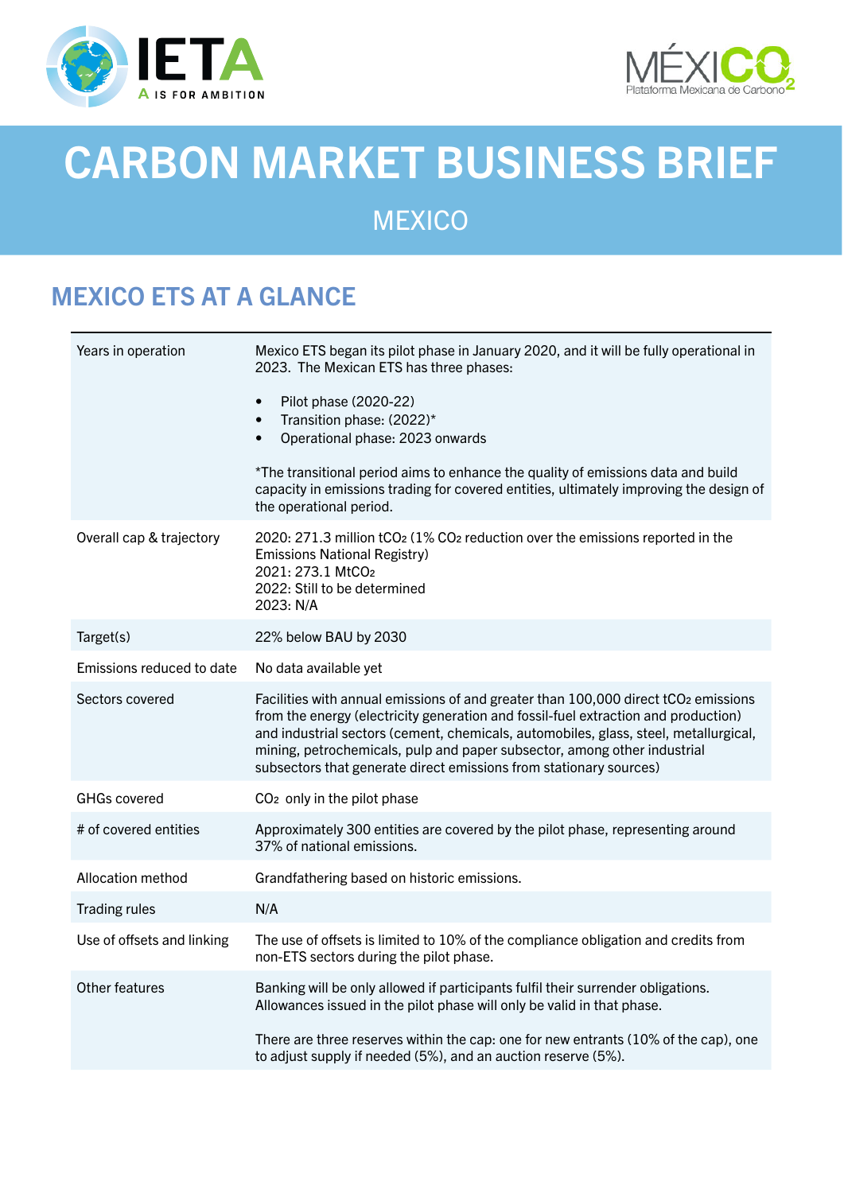# CARBON MARKET BUSINESS BRIEF

## MEXICO

## MEXICO ETS AT A GLANCE

| | |
|---|---|
| Years in operation | Mexico ETS began its pilot phase in January 2020, and it will be fully operational in 2023. The Mexican ETS has three phases:<br>• Pilot phase (2020-22)<br>• Transition phase: (2022)*<br>• Operational phase: 2023 onwards<br><br>*The transitional period aims to enhance the quality of emissions data and build capacity in emissions trading for covered entities, ultimately improving the design of the operational period. |
| Overall cap & trajectory | 2020: 271.3 million $tCO_2$ (1% $CO_2$ reduction over the emissions reported in the Emissions National Registry)<br>2021: 273.1 $MtCO_2$<br>2022: Still to be determined<br>2023: N/A |
| Target(s) | 22% below BAU by 2030 |
| Emissions reduced to date | No data available yet |
| Sectors covered | Facilities with annual emissions of and greater than 100,000 direct $tCO_2$ emissions from the energy (electricity generation and fossil-fuel extraction and production) and industrial sectors (cement, chemicals, automobiles, glass, steel, metallurgical, mining, petrochemicals, pulp and paper subsector, among other industrial subsectors that generate direct emissions from stationary sources) |
| GHGs covered | $CO_2$ only in the pilot phase |
| # of covered entities | Approximately 300 entities are covered by the pilot phase, representing around 37% of national emissions. |
| Allocation method | Grandfathering based on historic emissions. |
| Trading rules | N/A |
| Use of offsets and linking | The use of offsets is limited to 10% of the compliance obligation and credits from non-ETS sectors during the pilot phase. |
| Other features | Banking will be only allowed if participants fulfil their surrender obligations. Allowances issued in the pilot phase will only be valid in that phase.<br><br>There are three reserves within the cap: one for new entrants (10% of the cap), one to adjust supply if needed (5%), and an auction reserve (5%). |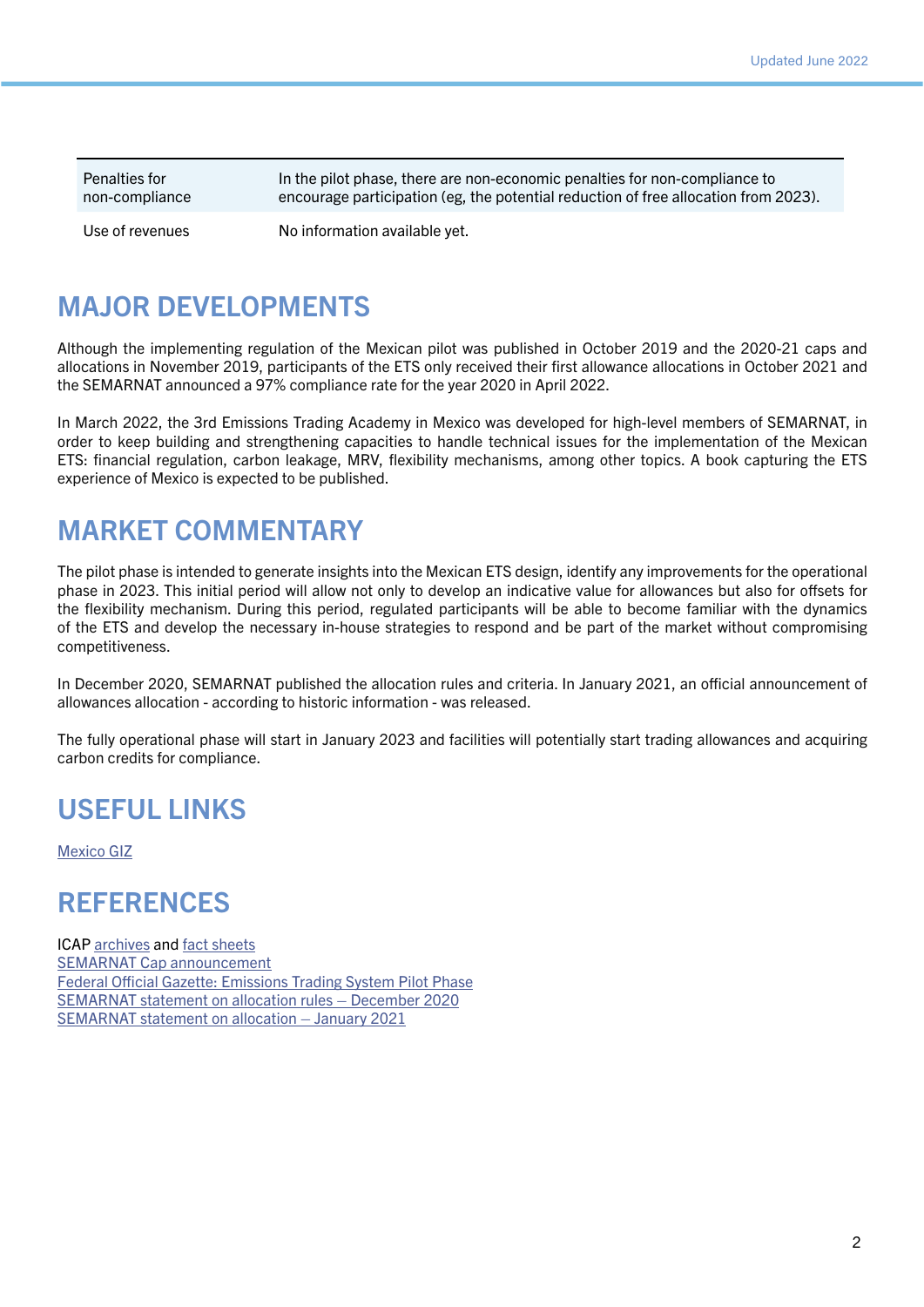| | |
|---|---|
| Penalties for non-compliance | In the pilot phase, there are non-economic penalties for non-compliance to encourage participation (eg, the potential reduction of free allocation from 2023). |
| Use of revenues | No information available yet. |

## MAJOR DEVELOPMENTS

Although the implementing regulation of the Mexican pilot was published in October 2019 and the 2020-21 caps and allocations in November 2019, participants of the ETS only received their first allowance allocations in October 2021 and the SEMARNAT announced a 97% compliance rate for the year 2020 in April 2022.

In March 2022, the 3rd Emissions Trading Academy in Mexico was developed for high-level members of SEMARNAT, in order to keep building and strengthening capacities to handle technical issues for the implementation of the Mexican ETS: financial regulation, carbon leakage, MRV, flexibility mechanisms, among other topics. A book capturing the ETS experience of Mexico is expected to be published.

## MARKET COMMENTARY

The pilot phase is intended to generate insights into the Mexican ETS design, identify any improvements for the operational phase in 2023. This initial period will allow not only to develop an indicative value for allowances but also for offsets for the flexibility mechanism. During this period, regulated participants will be able to become familiar with the dynamics of the ETS and develop the necessary in-house strategies to respond and be part of the market without compromising competitiveness.

In December 2020, SEMARNAT published the allocation rules and criteria. In January 2021, an official announcement of allowances allocation - according to historic information - was released.

The fully operational phase will start in January 2023 and facilities will potentially start trading allowances and acquiring carbon credits for compliance.

## USEFUL LINKS

Mexico GIZ

## REFERENCES

ICAP archives and fact sheets
SEMARNAT Cap announcement
Federal Official Gazette: Emissions Trading System Pilot Phase
SEMARNAT statement on allocation rules – December 2020
SEMARNAT statement on allocation – January 2021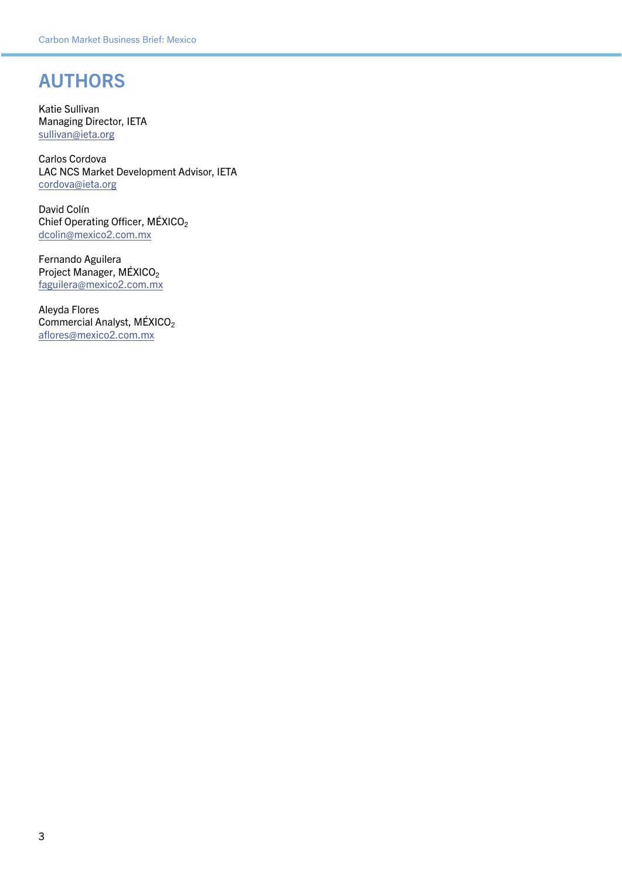# AUTHORS

Katie Sullivan
Managing Director, IETA
sullivan@ieta.org

Carlos Cordova
LAC NCS Market Development Advisor, IETA
cordova@ieta.org

David Colín
Chief Operating Officer, MÉXICO$_2$
dcolin@mexico2.com.mx

Fernando Aguilera
Project Manager, MÉXICO$_2$
faguilera@mexico2.com.mx

Aleyda Flores
Commercial Analyst, MÉXICO$_2$
aflores@mexico2.com.mx